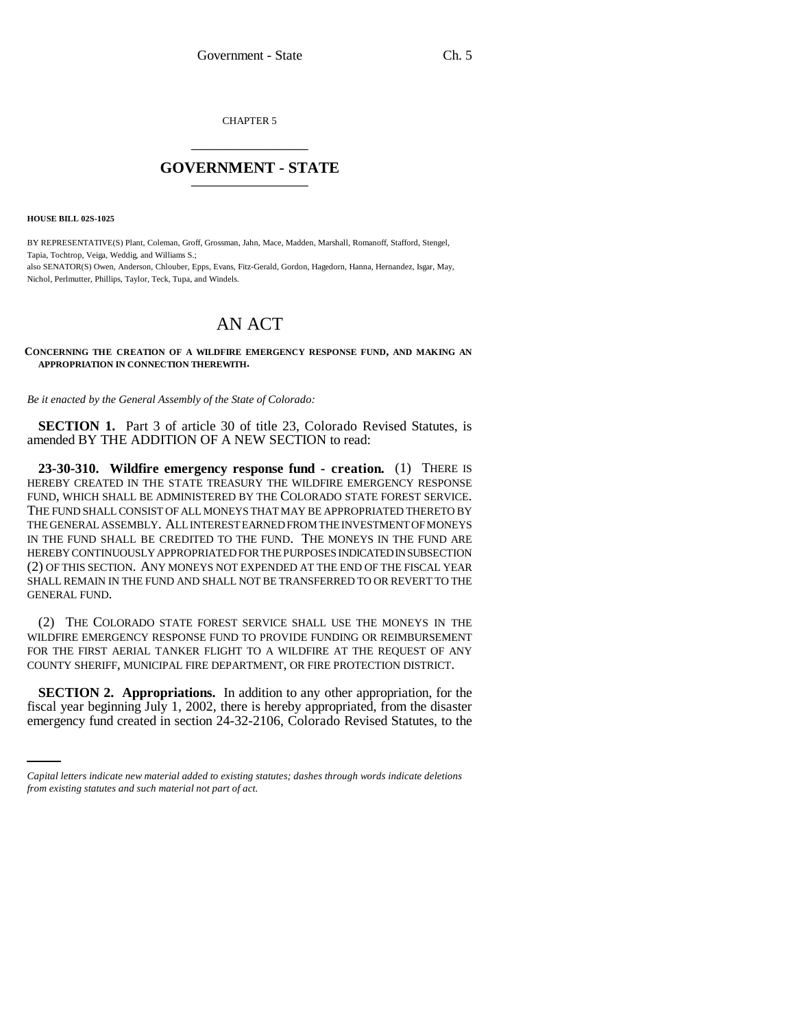CHAPTER 5

# GOVERNMENT - STATE

**HOUSE BILL 02S-1025**

BY REPRESENTATIVE(S) Plant, Coleman, Groff, Grossman, Jahn, Mace, Madden, Marshall, Romanoff, Stafford, Stengel, Tapia, Tochtrop, Veiga, Weddig, and Williams S.;
also SENATOR(S) Owen, Anderson, Chlouber, Epps, Evans, Fitz-Gerald, Gordon, Hagedorn, Hanna, Hernandez, Isgar, May, Nichol, Perlmutter, Phillips, Taylor, Teck, Tupa, and Windels.

# AN ACT

**CONCERNING THE CREATION OF A WILDFIRE EMERGENCY RESPONSE FUND, AND MAKING AN APPROPRIATION IN CONNECTION THEREWITH.**

*Be it enacted by the General Assembly of the State of Colorado:*

**SECTION 1.** Part 3 of article 30 of title 23, Colorado Revised Statutes, is amended BY THE ADDITION OF A NEW SECTION to read:

**23-30-310. Wildfire emergency response fund - creation.** (1) THERE IS HEREBY CREATED IN THE STATE TREASURY THE WILDFIRE EMERGENCY RESPONSE FUND, WHICH SHALL BE ADMINISTERED BY THE COLORADO STATE FOREST SERVICE. THE FUND SHALL CONSIST OF ALL MONEYS THAT MAY BE APPROPRIATED THERETO BY THE GENERAL ASSEMBLY. ALL INTEREST EARNED FROM THE INVESTMENT OF MONEYS IN THE FUND SHALL BE CREDITED TO THE FUND. THE MONEYS IN THE FUND ARE HEREBY CONTINUOUSLY APPROPRIATED FOR THE PURPOSES INDICATED IN SUBSECTION (2) OF THIS SECTION. ANY MONEYS NOT EXPENDED AT THE END OF THE FISCAL YEAR SHALL REMAIN IN THE FUND AND SHALL NOT BE TRANSFERRED TO OR REVERT TO THE GENERAL FUND.

(2) THE COLORADO STATE FOREST SERVICE SHALL USE THE MONEYS IN THE WILDFIRE EMERGENCY RESPONSE FUND TO PROVIDE FUNDING OR REIMBURSEMENT FOR THE FIRST AERIAL TANKER FLIGHT TO A WILDFIRE AT THE REQUEST OF ANY COUNTY SHERIFF, MUNICIPAL FIRE DEPARTMENT, OR FIRE PROTECTION DISTRICT.

**SECTION 2. Appropriations.** In addition to any other appropriation, for the fiscal year beginning July 1, 2002, there is hereby appropriated, from the disaster emergency fund created in section 24-32-2106, Colorado Revised Statutes, to the

*Capital letters indicate new material added to existing statutes; dashes through words indicate deletions from existing statutes and such material not part of act.*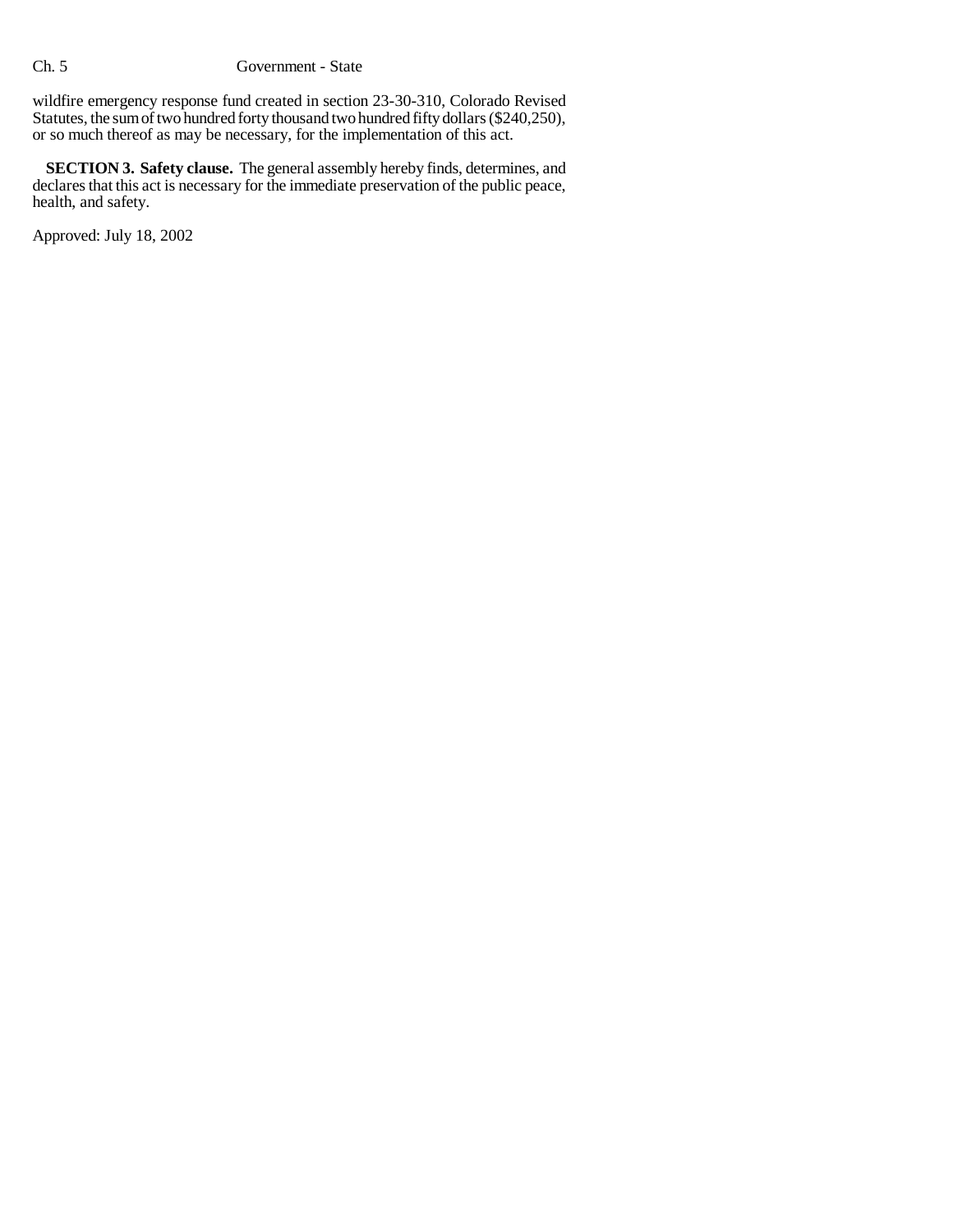wildfire emergency response fund created in section 23-30-310, Colorado Revised Statutes, the sum of two hundred forty thousand two hundred fifty dollars ($240,250), or so much thereof as may be necessary, for the implementation of this act.

**SECTION 3. Safety clause.** The general assembly hereby finds, determines, and declares that this act is necessary for the immediate preservation of the public peace, health, and safety.

Approved: July 18, 2002